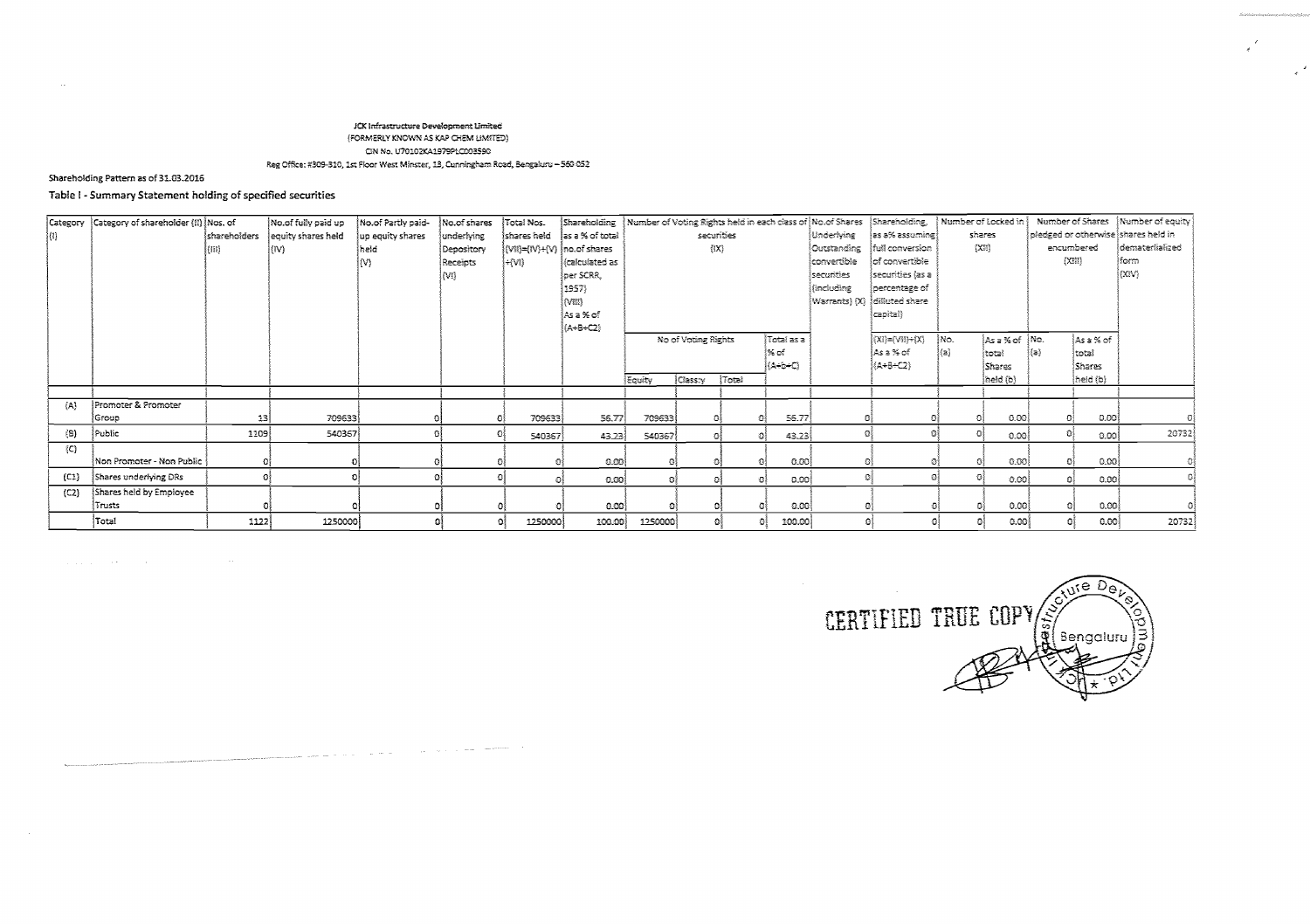JCK Infrastructure Development Limited
(FORMERLY KNOWN AS KAP CHEM LIMITED)
CIN No. U70102KA1979PLC003590
Reg Office: #309-310, 1st Floor West Minster, 13, Cunningham Road, Bengaluru – 560 052

**Shareholding Pattern as of 31.03.2016**

**Table I - Summary Statement holding of specified securities**

| Category (I) | Category of shareholder (II) | Nos. of shareholders (III) | No.of fully paid up equity shares held (IV) | No.of Partly paid-up equity shares held (V) | No.of shares underlying Depository Receipts (VI) | Total Nos. shares held (VII)=(IV)+(V)+(VI) | Shareholding as a % of total no.of shares (calculated as per SCRR, 1957) (VIII) As a % of (A+B+C2) | Number of Voting Rights held in each class of securities (IX) | | | | No.of Shares Underlying Outstanding convertible securities (including Warrants) (X) | Shareholding, as a% assuming full conversion of convertible securities (as a percentage of diluted share capital) | Number of Locked in shares (XII) | | Number of Shares pledged or otherwise encumbered (XIII) | | Number of equity shares held in dematerialized form (XIV) |
|---|---|---|---|---|---|---|---|---|---|---|---|---|---|---|---|---|---|---|
| | | | | | | | | No of Voting Rights | | | Total as a % of (A+b+C) | | (XI)=(VII)+(X) As a % of (A+B+C2) | No. (a) | As a % of total Shares held (b) | No. (a) | As a % of total Shares held (b) | |
| | | | | | | | | Equity | Class:y | Total | | | | | | | | |
| (A) | Promoter & Promoter Group | 13 | 709633 | 0 | 0 | 709633 | 56.77 | 709633 | 0 | 0 | 56.77 | 0 | 0 | 0 | 0.00 | 0 | 0.00 | 0 |
| (B) | Public | 1109 | 540367 | 0 | 0 | 540367 | 43.23 | 540367 | 0 | 0 | 43.23 | 0 | 0 | 0 | 0.00 | 0 | 0.00 | 20732 |
| (C) | Non Promoter - Non Public | 0 | 0 | 0 | 0 | 0 | 0.00 | 0 | 0 | 0 | 0.00 | 0 | 0 | 0 | 0.00 | 0 | 0.00 | 0 |
| (C1) | Shares underlying DRs | 0 | 0 | 0 | 0 | 0 | 0.00 | 0 | 0 | 0 | 0.00 | 0 | 0 | 0 | 0.00 | 0 | 0.00 | 0 |
| (C2) | Shares held by Employee Trusts | 0 | 0 | 0 | 0 | 0 | 0.00 | 0 | 0 | 0 | 0.00 | 0 | 0 | 0 | 0.00 | 0 | 0.00 | 0 |
| | Total | 1122 | 1250000 | 0 | 0 | 1250000 | 100.00 | 1250000 | 0 | 0 | 100.00 | 0 | 0 | 0 | 0.00 | 0 | 0.00 | 20732 |

CERTIFIED TRUE COPY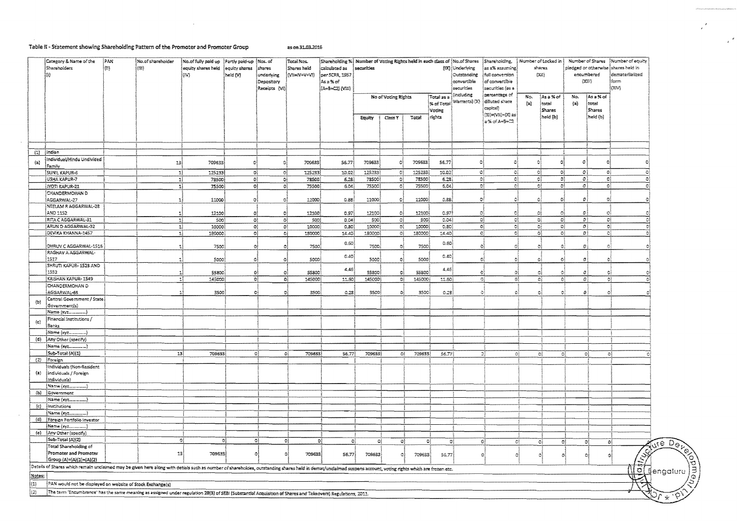## Table II - Statement showing Shareholding Pattern of the Promoter and Promoter Group

as on 31.03.2016

| | Category & Name of the Shareholders (I) | PAN (II) | No. of shareholder (III) | No. of fully paid up equity shares held (IV) | Partly paid-up equity shares held (V) | Nos. of shares underlying Depository Receipts (VI) | Total Nos. Shares held (VII=IV+V+VI) | Shareholding % calculated as per SCRR, 1957 As a % of (A+B+C2) (VIII) | Number of Voting Rights held in each class of securities (IX) | | | | No. of Shares Underlying Outstanding convertible securities (including Warrants) (X) | Shareholding, as a % assuming full conversion of convertible securities (as a percentage of diluted share capital) (XI)=(VII)+(X) as a % of A+B+C2 | Number of Locked in shares (XII) | | Number of Shares pledged or otherwise encumbered (XIII) | | Number of equity shares held in dematerialized form (XIV) |
|---|---|---|---|---|---|---|---|---|---|---|---|---|---|---|---|---|---|---|---|
| | | | | | | | | | No of Voting Rights | | | Total as a % of Total Voting rights | | | No. (a) | As a % of total Shares held (b) | No. (a) | As a % of total Shares held (b) | |
| | | | | | | | | | Equity | Class Y | Total | | | | | | | | |
| (1) | Indian | | | | | | | | | | | | | | | | | | |
| (a) | Individual/Hindu Undivided Family | | 13 | 709633 | 0 | 0 | 709633 | 56.77 | 709633 | 0 | 709633 | 56.77 | 0 | 0 | 0 | 0 | 0 | 0 | 0 |
| | SUNIL KAPUR-6 | | 1 | 125233 | 0 | 0 | 125233 | 10.02 | 125233 | 0 | 125233 | 10.02 | 0 | 0 | 0 | 0 | 0 | 0 | 0 |
| | USHA KAPUR-7 | | 1 | 78500 | 0 | 0 | 78500 | 6.28 | 78500 | 0 | 78500 | 6.28 | 0 | 0 | 0 | 0 | 0 | 0 | 0 |
| | JYOTI KAPUR-21 | | 1 | 75500 | 0 | 0 | 75500 | 6.04 | 75500 | 0 | 75500 | 6.04 | 0 | 0 | 0 | 0 | 0 | 0 | 0 |
| | CHANDERMOHAN D AGGARWAL-27 | | 1 | 11000 | 0 | 0 | 11000 | 0.88 | 11000 | 0 | 11000 | 0.88 | 0 | 0 | 0 | 0 | 0 | 0 | 0 |
| | NEELAM R AGGARWAL-28 AND 1152 | | 1 | 12100 | 0 | 0 | 12100 | 0.97 | 12100 | 0 | 12100 | 0.97 | 0 | 0 | 0 | 0 | 0 | 0 | 0 |
| | RITA C AGGARWAL-31 | | 1 | 500 | 0 | 0 | 500 | 0.04 | 500 | 0 | 500 | 0.04 | 0 | 0 | 0 | 0 | 0 | 0 | 0 |
| | ARUN D AGGARWAL-32 | | 1 | 10000 | 0 | 0 | 10000 | 0.80 | 10000 | 0 | 10000 | 0.80 | 0 | 0 | 0 | 0 | 0 | 0 | 0 |
| | DEVIKA KHANNA-1457 | | 1 | 180000 | 0 | 0 | 180000 | 14.40 | 180000 | 0 | 180000 | 14.40 | 0 | 0 | 0 | 0 | 0 | 0 | 0 |
| | DHRUV C AGGARWAL-1516 | | 1 | 7500 | 0 | 0 | 7500 | 0.60 | 7500 | 0 | 7500 | 0.60 | 0 | 0 | 0 | 0 | 0 | 0 | 0 |
| | RAGHAV A AGGARWAL-1517 | | 1 | 5000 | 0 | 0 | 5000 | 0.40 | 5000 | 0 | 5000 | 0.40 | 0 | 0 | 0 | 0 | 0 | 0 | 0 |
| | SHRUTI KAPUR- 1528 AND 1552 | | 1 | 55800 | 0 | 0 | 55800 | 4.46 | 55800 | 0 | 55800 | 4.46 | 0 | 0 | 0 | 0 | 0 | 0 | 0 |
| | KRISHAN KAPUR- 1549 | | 1 | 145000 | 0 | 0 | 145000 | 11.60 | 145000 | 0 | 145000 | 11.60 | 0 | 0 | 0 | 0 | 0 | 0 | 0 |
| | CHANDERMOHAN D AGGARWAL-68 | | 1 | 3500 | 0 | 0 | 3500 | 0.28 | 3500 | 0 | 3500 | 0.28 | 0 | 0 | 0 | 0 | 0 | 0 | 0 |
| (b) | Central Government / State Government(s) | | | | | | | | | | | | | | | | | | |
| | Name (xyz.............) | | | | | | | | | | | | | | | | | | |
| (c) | Financial Institutions / Banks | | | | | | | | | | | | | | | | | | |
| | Name (xyz.............) | | | | | | | | | | | | | | | | | | |
| (d) | Any Other (specify) | | | | | | | | | | | | | | | | | | |
| | Name (xyz.............) | | | | | | | | | | | | | | | | | | |
| | Sub-Total (A)(1) | | 13 | 709633 | 0 | 0 | 709633 | 56.77 | 709633 | 0 | 709633 | 56.77 | 0 | 0 | 0 | 0 | 0 | 0 | 0 |
| (2) | Foreign | | | | | | | | | | | | | | | | | | |
| (a) | Individuals (Non-Resident Individuals / Foreign Individuals) | | | | | | | | | | | | | | | | | | |
| | Name (xyz.............) | | | | | | | | | | | | | | | | | | |
| (b) | Government | | | | | | | | | | | | | | | | | | |
| | Name (xyz.............) | | | | | | | | | | | | | | | | | | |
| (c) | Institutions | | | | | | | | | | | | | | | | | | |
| | Name (xyz.............) | | | | | | | | | | | | | | | | | | |
| (d) | Foreign Portfolio Investor | | | | | | | | | | | | | | | | | | |
| | Name (xyz.............) | | | | | | | | | | | | | | | | | | |
| (e) | Any Other (specify) | | | | | | | | | | | | | | | | | | |
| | Sub-Total (A)(2) | | 0 | 0 | 0 | 0 | 0 | 0 | 0 | 0 | 0 | 0 | 0 | 0 | 0 | 0 | 0 | 0 | 0 |
| | Total Shareholding of Promoter and Promoter Group (A)=(A)(1)+(A)(2) | | 13 | 709633 | 0 | 0 | 709633 | 56.77 | 709633 | 0 | 709633 | 56.77 | 0 | 0 | 0 | 0 | 0 | 0 | 0 |

Details of Shares which remain unclaimed may be given here along with details such as number of shareholders, outstanding shares held in demat/unclaimed suspens account, voting rights which are frozen etc.

**Notes:**

(1) PAN would not be displayed on website of Stock Exchange(s)

(2) The term 'Encumbrance' has the same meaning as assigned under regulation 28(3) of SEBI (Substantial Acquisition of Shares and Takeovers) Regulations, 2011.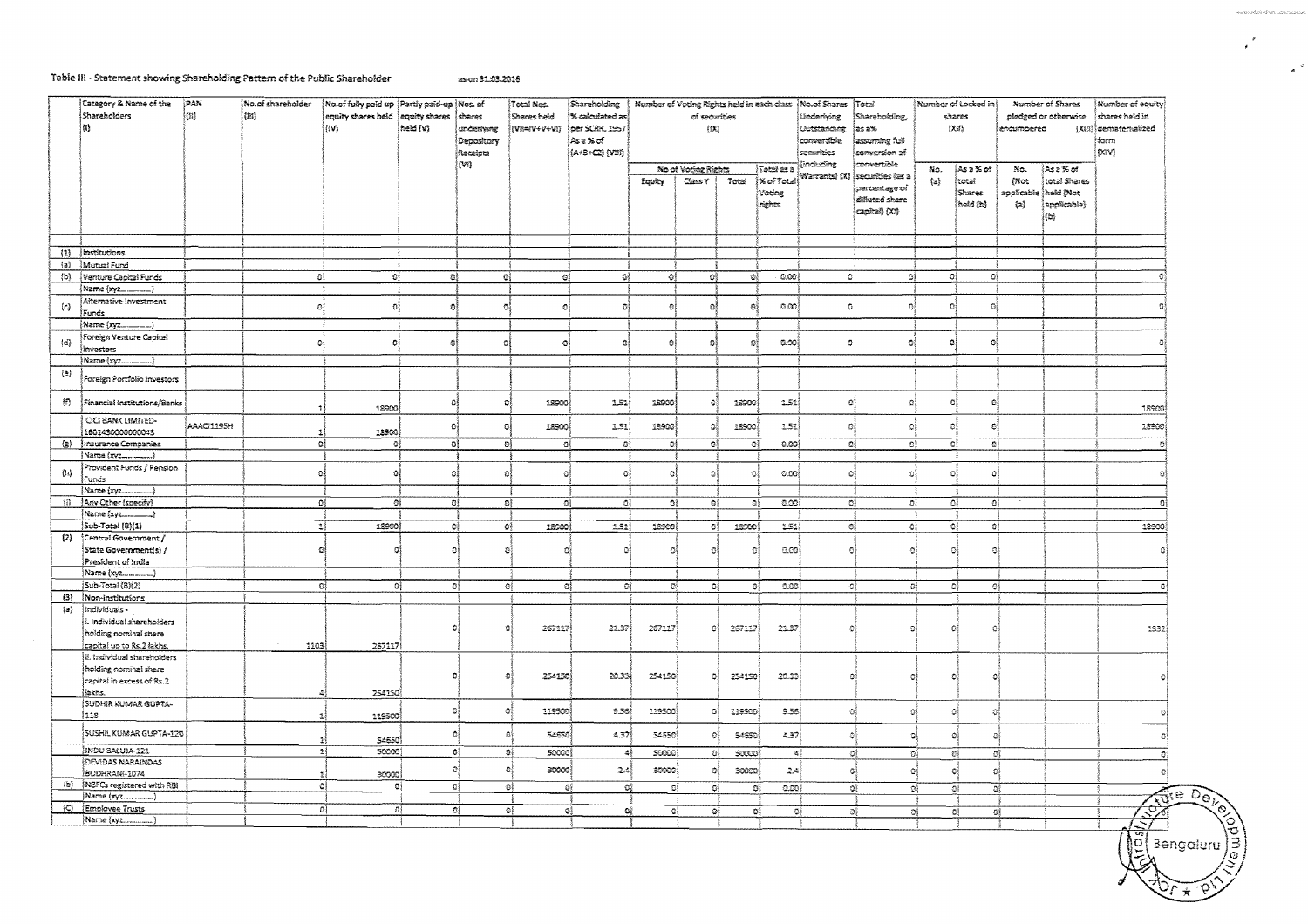### Table III - Statement showing Shareholding Pattern of the Public Shareholder as on 31.03.2016

| | Category & Name of the Shareholders (I) | PAN (II) | No.of shareholder (III) | No.of fully paid up equity shares held (IV) | Partly paid-up equity shares held (V) | Nos. of shares underlying Depository Receipts (VI) | Total Nos. Shares held (VII=IV+V+VI) | Shareholding % calculated as per SCRR, 1957 As a % of (A+B+C2) (VIII) | Number of Voting Rights held in each class of securities (IX) | | | | No.of Shares Underlying Outstanding convertible securities (including Warrants) (X) | Total Shareholding, as a% assuming full conversion of convertible securities (as a percentage of diluted share capital) (XI) | Number of Locked in shares (XII) | | Number of Shares pledged or otherwise encumbered (XIII) | | Number of equity shares held in dematerialized form (XIV) |
|---|---|---|---|---|---|---|---|---|---|---|---|---|---|---|---|---|---|---|---|
| | | | | | | | | | No of Voting Rights | | | Total as a % of Total Voting rights | | | No. (a) | As a % of total Shares held (b) | No. (Not applicable) (a) | As a % of total Shares held (Not applicable) (b) | |
| | | | | | | | | | Equity | Class Y | Total | | | | | | | | |
| (1) | Institutions | | | | | | | | | | | | | | | | | | |
| (a) | Mutual Fund | | | | | | | | | | | | | | | | | | |
| (b) | Venture Capital Funds | | 0 | 0 | 0 | 0 | 0 | 0 | 0 | 0 | 0 | 0.00 | 0 | 0 | 0 | 0 | | | 0 |
| | Name (xyz.........) | | | | | | | | | | | | | | | | | | |
| (c) | Alternative Investment Funds | | 0 | 0 | 0 | 0 | 0 | 0 | 0 | 0 | 0 | 0.00 | 0 | 0 | 0 | 0 | | | 0 |
| | Name (xyz.........) | | | | | | | | | | | | | | | | | | |
| (d) | Foreign Venture Capital Investors | | 0 | 0 | 0 | 0 | 0 | 0 | 0 | 0 | 0 | 0.00 | 0 | 0 | 0 | 0 | | | 0 |
| | Name (xyz.........) | | | | | | | | | | | | | | | | | | |
| (e) | Foreign Portfolio Investors | | | | | | | | | | | | | | | | | | |
| (f) | Financial Institutions/Banks | | 1 | 18900 | 0 | 0 | 18900 | 1.51 | 18900 | 0 | 18900 | 1.51 | 0 | 0 | 0 | 0 | | | 18900 |
| | ICICI BANK LIMITED-1601430000000043 | AAACI1195H | 1 | 18900 | 0 | 0 | 18900 | 1.51 | 18900 | 0 | 18900 | 1.51 | 0 | 0 | 0 | 0 | | | 18900 |
| (g) | Insurance Companies | | 0 | 0 | 0 | 0 | 0 | 0 | 0 | 0 | 0 | 0.00 | 0 | 0 | 0 | 0 | | | 0 |
| | Name (xyz.........) | | | | | | | | | | | | | | | | | | |
| (h) | Provident Funds / Pension Funds | | 0 | 0 | 0 | 0 | 0 | 0 | 0 | 0 | 0 | 0.00 | 0 | 0 | 0 | 0 | | | 0 |
| | Name (xyz.........) | | | | | | | | | | | | | | | | | | |
| (i) | Any Other (specify) | | 0 | 0 | 0 | 0 | 0 | 0 | 0 | 0 | 0 | 0.00 | 0 | 0 | 0 | 0 | | | 0 |
| | Name (xyz.........) | | | | | | | | | | | | | | | | | | |
| | Sub-Total (B)(1) | | 1 | 18900 | 0 | 0 | 18900 | 1.51 | 18900 | 0 | 18900 | 1.51 | 0 | 0 | 0 | 0 | | | 18900 |
| (2) | Central Government / State Government(s) / President of India | | 0 | 0 | 0 | 0 | 0 | 0 | 0 | 0 | 0 | 0.00 | 0 | 0 | 0 | 0 | | | 0 |
| | Name (xyz.........) | | | | | | | | | | | | | | | | | | |
| | Sub-Total (B)(2) | | 0 | 0 | 0 | 0 | 0 | 0 | 0 | 0 | 0 | 0.00 | 0 | 0 | 0 | 0 | | | 0 |
| (3) | Non-institutions | | | | | | | | | | | | | | | | | | |
| (a) | Individuals - i. Individual shareholders holding nominal share capital up to Rs.2 lakhs. | | 1103 | 267117 | 0 | 0 | 267117 | 21.37 | 267117 | 0 | 267117 | 21.37 | 0 | 0 | 0 | 0 | | | 1532 |
| | ii. Individual shareholders holding nominal share capital in excess of Rs.2 lakhs. | | 4 | 254150 | 0 | 0 | 254150 | 20.33 | 254150 | 0 | 254150 | 20.33 | 0 | 0 | 0 | 0 | | | 0 |
| | SUDHIR KUMAR GUPTA-118 | | 1 | 119500 | 0 | 0 | 119500 | 9.56 | 119500 | 0 | 119500 | 9.56 | 0 | 0 | 0 | 0 | | | 0 |
| | SUSHIL KUMAR GUPTA-120 | | 1 | 54650 | 0 | 0 | 54650 | 4.37 | 54650 | 0 | 54650 | 4.37 | 0 | 0 | 0 | 0 | | | 0 |
| | INDU BALUJA-121 | | 1 | 50000 | 0 | 0 | 50000 | 4 | 50000 | 0 | 50000 | 4 | 0 | 0 | 0 | 0 | | | 0 |
| | DEVIDAS NARAINDAS BUDHRANI-1074 | | 1 | 30000 | 0 | 0 | 30000 | 2.4 | 30000 | 0 | 30000 | 2.4 | 0 | 0 | 0 | 0 | | | 0 |
| (b) | NBFCs registered with RBI | | 0 | 0 | 0 | 0 | 0 | 0 | 0 | 0 | 0 | 0.00 | 0 | 0 | 0 | 0 | | | 0 |
| | Name (xyz.........) | | | | | | | | | | | | | | | | | | |
| (C) | Employee Trusts | | 0 | 0 | 0 | 0 | 0 | 0 | 0 | 0 | 0 | 0 | 0 | 0 | 0 | 0 | | | 0 |
| | Name (xyz.........) | | | | | | | | | | | | | | | | | | |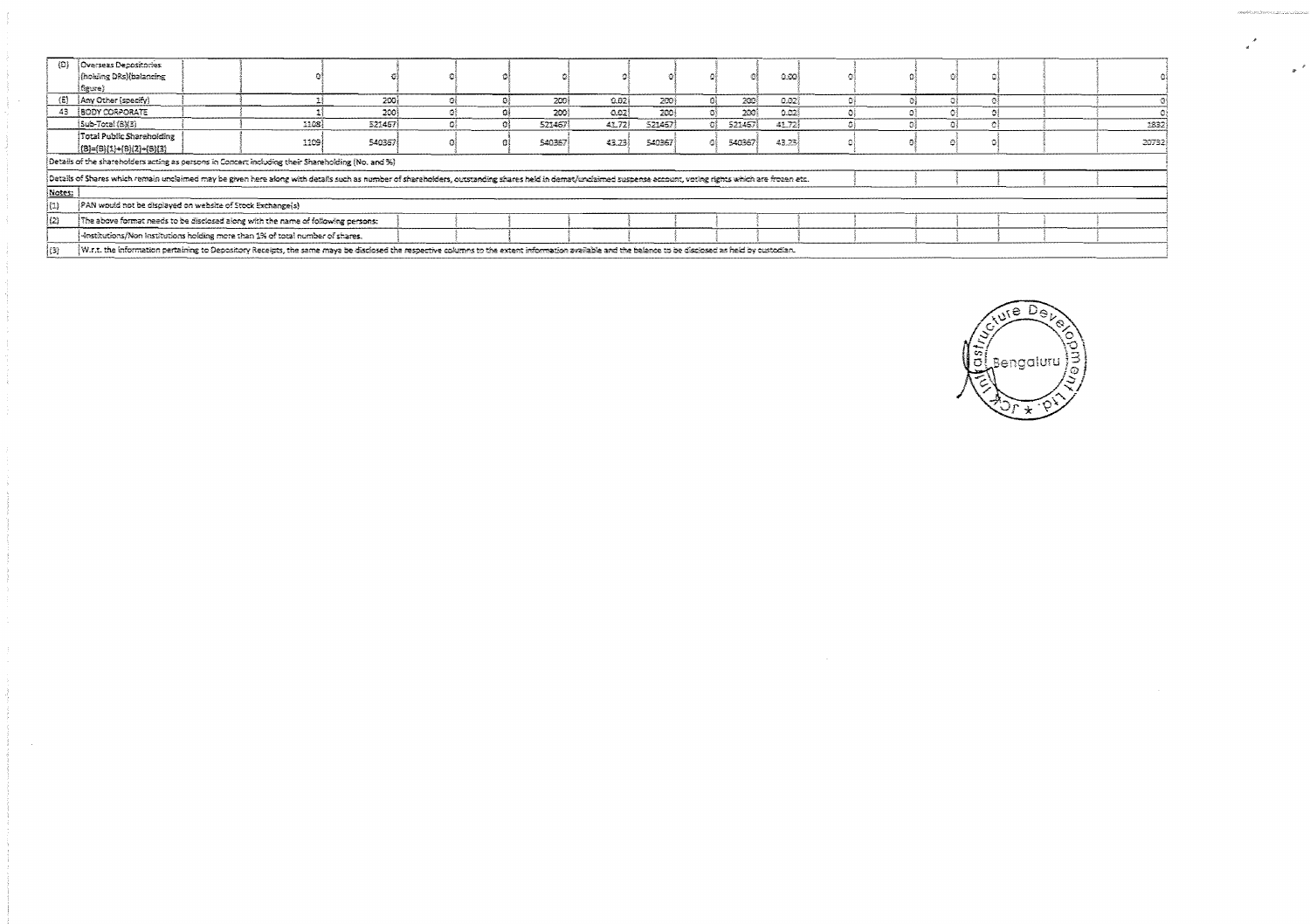| (D) | Overseas Depositories (holding DRs)(balancing figure) | | 0 | 0 | 0 | 0 | 0 | 0 | 0 | 0 | 0 | 0.00 | 0 | 0 | 0 | 0 | | | 0 |
|---|---|---|---|---|---|---|---|---|---|---|---|---|---|---|---|---|---|---|---|
| (E) | Any Other (specify) | | 1 | 200 | 0 | 0 | 200 | 0.02 | 200 | 0 | 200 | 0.02 | 0 | 0 | 0 | 0 | | | 0 |
| 43 | BODY CORPORATE | | 1 | 200 | 0 | 0 | 200 | 0.02 | 200 | 0 | 200 | 0.02 | 0 | 0 | 0 | 0 | | | 0 |
| | Sub-Total (B)(3) | | 1108 | 521467 | 0 | 0 | 521467 | 41.72 | 521467 | 0 | 521467 | 41.72 | 0 | 0 | 0 | 0 | | | 1832 |
| | Total Public Shareholding (B)=(B)(1)+(B)(2)+(B)(3) | | 1109 | 540367 | 0 | 0 | 540367 | 43.23 | 540367 | 0 | 540367 | 43.23 | 0 | 0 | 0 | 0 | | | 20732 |

Details of the shareholders acting as persons in Concert including their Shareholding (No. and %)

Details of Shares which remain unclaimed may be given here along with details such as number of shareholders, outstanding shares held in demat/unclaimed suspense account, voting rights which are frozen etc.

**Notes:**

(1) PAN would not be displayed on website of Stock Exchange(s)

(2) The above format needs to be disclosed along with the name of following persons:

-Institutions/Non Institutions holding more than 1% of total number of shares.

(3) W.r.t. the information pertaining to Depository Receipts, the same maya be disclosed the respective columns to the extent information available and the balance to be disclosed as held by custodian.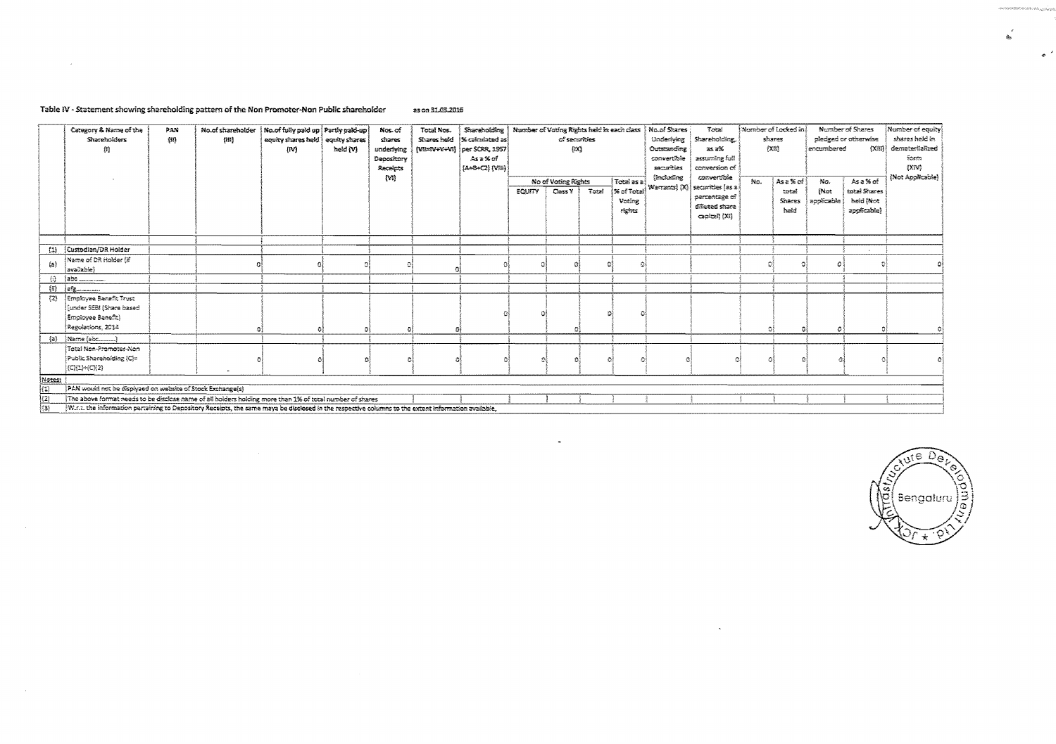## Table IV - Statement showing shareholding pattern of the Non Promoter-Non Public shareholder as on 31.03.2016

| | Category & Name of the Shareholders (I) | PAN (II) | No.of shareholder (III) | No.of fully paid up equity shares held (IV) | Partly paid-up equity shares held (V) | Nos. of shares underlying Depository Receipts (VI) | Total Nos. Shares held (VII=IV+V+VI) | Shareholding % calculated as per SCRR, 1957 As a % of (A+B+C2) (VIII) | Number of Voting Rights held in each class of securities (IX) | | | | No.of Shares Underlying Outstanding convertible securities (Including Warrants) (X) | Total Shareholding, as a% assuming full conversion of convertible securities (as a percentage of diluted share capital) (XI) | Number of Locked in shares (XII) | | Number of Shares pledged or otherwise encumbered (XIII) | | Number of equity shares held in dematerialized form (XIV) (Not Applicable) |
|---|---|---|---|---|---|---|---|---|---|---|---|---|---|---|---|---|---|---|---|
| | | | | | | | | | No of Voting Rights | | | Total as a % of Total Voting rights | | | No. | As a % of total Shares held | No. (Not applicable) | As a % of total Shares held (Not applicable) | |
| | | | | | | | | | EQUITY | Class Y | Total | | | | | | | | |
| (1) | Custodian/DR Holder | | | | | | | | | | | | | | | | | | |
| (a) | Name of DR Holder (if available) | | 0 | 0 | 0 | 0 | 0 | 0 | 0 | 0 | 0 | 0 | | | 0 | 0 | 0 | 0 | 0 |
| (i) | abc ........... | | | | | | | | | | | | | | | | | | |
| (ii) | efg........... | | | | | | | | | | | | | | | | | | |
| (2) | Employee Benefit Trust (under SEBI (Share based Employee Benefit) Regulations, 2014 | | 0 | 0 | 0 | 0 | 0 | 0 | 0 | 0 | 0 | 0 | | | 0 | 0 | 0 | 0 | 0 |
| (a) | Name (abc.......) | | | | | | | | | | | | | | | | | | |
| | Total Non-Promoter-Non Public Shareholding (C)= (C)(1)+(C)(2) | | 0 | 0 | 0 | 0 | 0 | 0 | 0 | 0 | 0 | 0 | 0 | 0 | 0 | 0 | 0 | 0 | 0 |

Notes:

(1) PAN would not be displayed on website of Stock Exchange(s)

(2) The above format needs to be disclose name of all holders holding more than 1% of total number of shares

(3) W.r.t. the information pertaining to Depository Receipts, the same maya be disclosed in the respective columns to the extent information available,